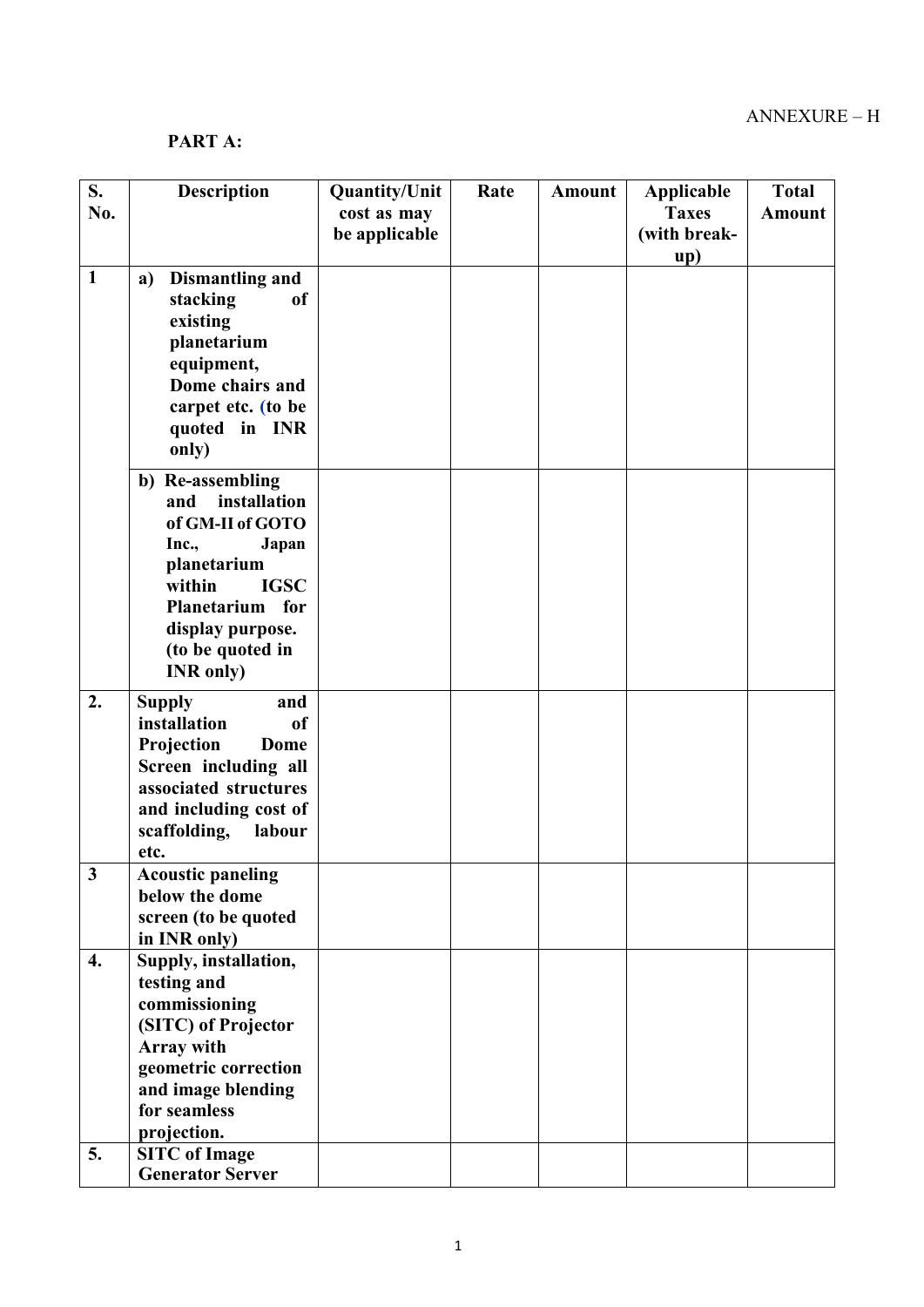ANNEXURE – H

**PART A:**

| S. No. | Description | Quantity/Unit cost as may be applicable | Rate | Amount | Applicable Taxes (with break-up) | Total Amount |
|---|---|---|---|---|---|---|
| 1 | **a) Dismantling and stacking of existing planetarium equipment, Dome chairs and carpet etc. (to be quoted in INR only)** | | | | | |
| | **b) Re-assembling and installation of GM-II of GOTO Inc., Japan planetarium within IGSC Planetarium for display purpose. (to be quoted in INR only)** | | | | | |
| 2. | **Supply and installation of Projection Dome Screen including all associated structures and including cost of scaffolding, labour etc.** | | | | | |
| 3 | **Acoustic paneling below the dome screen (to be quoted in INR only)** | | | | | |
| 4. | **Supply, installation, testing and commissioning (SITC) of Projector Array with geometric correction and image blending for seamless projection.** | | | | | |
| 5. | **SITC of Image Generator Server** | | | | | |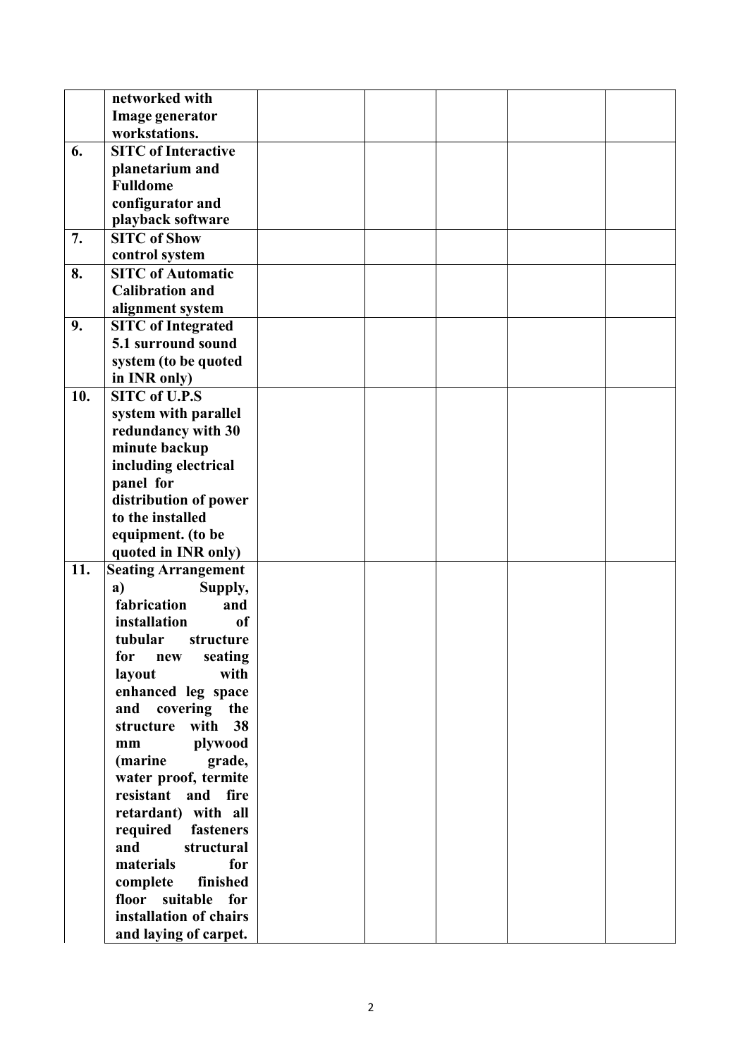| | | | | | | |
|---|---|---|---|---|---|---|
| | **networked with Image generator workstations.** | | | | | |
| **6.** | **SITC of Interactive planetarium and Fulldome configurator and playback software** | | | | | |
| **7.** | **SITC of Show control system** | | | | | |
| **8.** | **SITC of Automatic Calibration and alignment system** | | | | | |
| **9.** | **SITC of Integrated 5.1 surround sound system (to be quoted in INR only)** | | | | | |
| **10.** | **SITC of U.P.S system with parallel redundancy with 30 minute backup including electrical panel for distribution of power to the installed equipment. (to be quoted in INR only)** | | | | | |
| **11.** | **Seating Arrangement**<br>**a) Supply, fabrication and installation of tubular structure for new seating layout with enhanced leg space and covering the structure with 38 mm plywood (marine grade, water proof, termite resistant and fire retardant) with all required fasteners and structural materials for complete finished floor suitable for installation of chairs and laying of carpet.** | | | | | |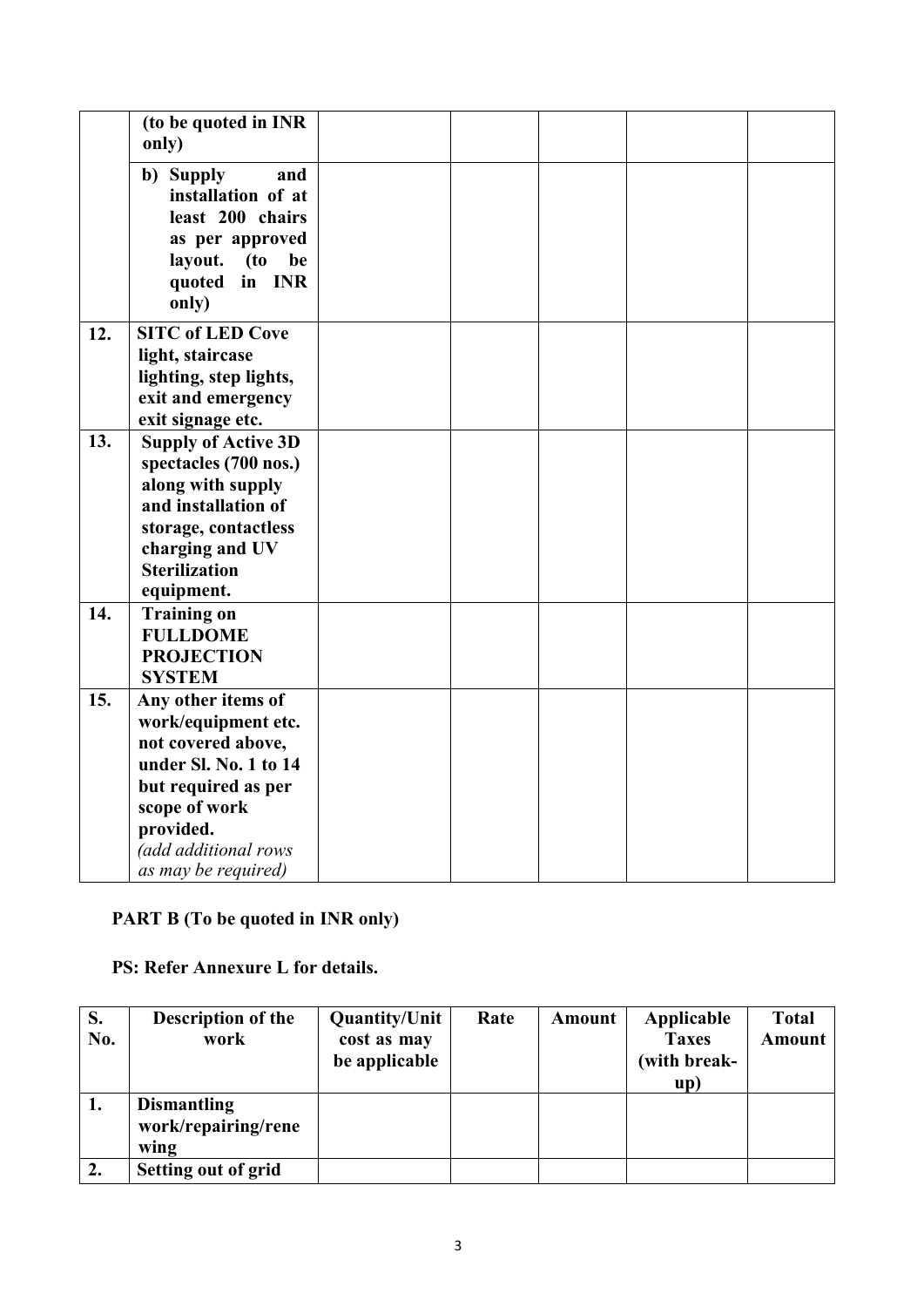|  | **(to be quoted in INR only)** |  |  |  |  |  |
|---|---|---|---|---|---|---|
|  | **b) Supply and installation of at least 200 chairs as per approved layout. (to be quoted in INR only)** |  |  |  |  |  |
| **12.** | **SITC of LED Cove light, staircase lighting, step lights, exit and emergency exit signage etc.** |  |  |  |  |  |
| **13.** | **Supply of Active 3D spectacles (700 nos.) along with supply and installation of storage, contactless charging and UV Sterilization equipment.** |  |  |  |  |  |
| **14.** | **Training on FULLDOME PROJECTION SYSTEM** |  |  |  |  |  |
| **15.** | **Any other items of work/equipment etc. not covered above, under Sl. No. 1 to 14 but required as per scope of work provided.** *(add additional rows as may be required)* |  |  |  |  |  |

**PART B (To be quoted in INR only)**

**PS: Refer Annexure L for details.**

| S. No. | Description of the work | Quantity/Unit cost as may be applicable | Rate | Amount | Applicable Taxes (with break-up) | Total Amount |
|---|---|---|---|---|---|---|
| **1.** | **Dismantling work/repairing/renewing** |  |  |  |  |  |
| **2.** | **Setting out of grid** |  |  |  |  |  |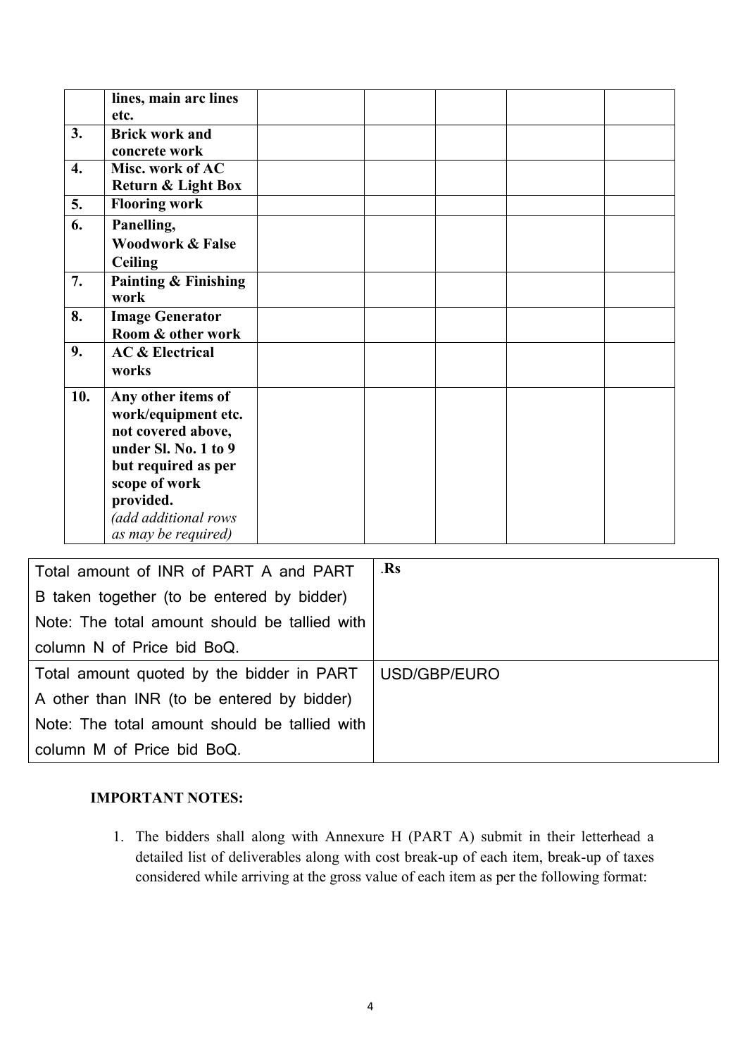| | | | | | | |
|---|---|---|---|---|---|---|
| | **lines, main arc lines etc.** | | | | | |
| **3.** | **Brick work and concrete work** | | | | | |
| **4.** | **Misc. work of AC Return & Light Box** | | | | | |
| **5.** | **Flooring work** | | | | | |
| **6.** | **Panelling, Woodwork & False Ceiling** | | | | | |
| **7.** | **Painting & Finishing work** | | | | | |
| **8.** | **Image Generator Room & other work** | | | | | |
| **9.** | **AC & Electrical works** | | | | | |
| **10.** | **Any other items of work/equipment etc. not covered above, under Sl. No. 1 to 9 but required as per scope of work provided.** *(add additional rows as may be required)* | | | | | |

| | |
|---|---|
| Total amount of INR of PART A and PART B taken together (to be entered by bidder) Note: The total amount should be tallied with column N of Price bid BoQ. | .**Rs** |
| Total amount quoted by the bidder in PART A other than INR (to be entered by bidder) Note: The total amount should be tallied with column M of Price bid BoQ. | USD/GBP/EURO |

**IMPORTANT NOTES:**

1. The bidders shall along with Annexure H (PART A) submit in their letterhead a detailed list of deliverables along with cost break-up of each item, break-up of taxes considered while arriving at the gross value of each item as per the following format: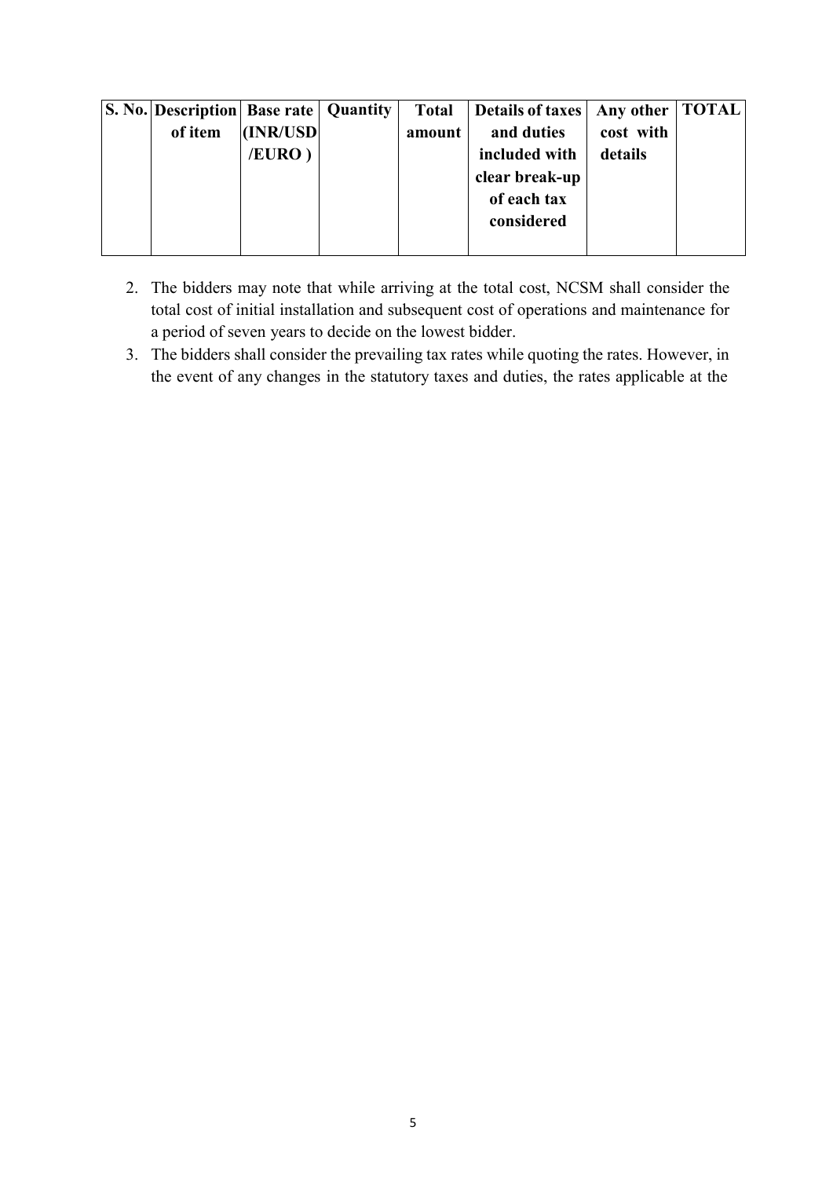| S. No. | Description of item | Base rate (INR/USD /EURO ) | Quantity | Total amount | Details of taxes and duties included with clear break-up of each tax considered | Any other cost with details | TOTAL |
|---|---|---|---|---|---|---|---|
| | | | | | | | |

2. The bidders may note that while arriving at the total cost, NCSM shall consider the total cost of initial installation and subsequent cost of operations and maintenance for a period of seven years to decide on the lowest bidder.
3. The bidders shall consider the prevailing tax rates while quoting the rates. However, in the event of any changes in the statutory taxes and duties, the rates applicable at the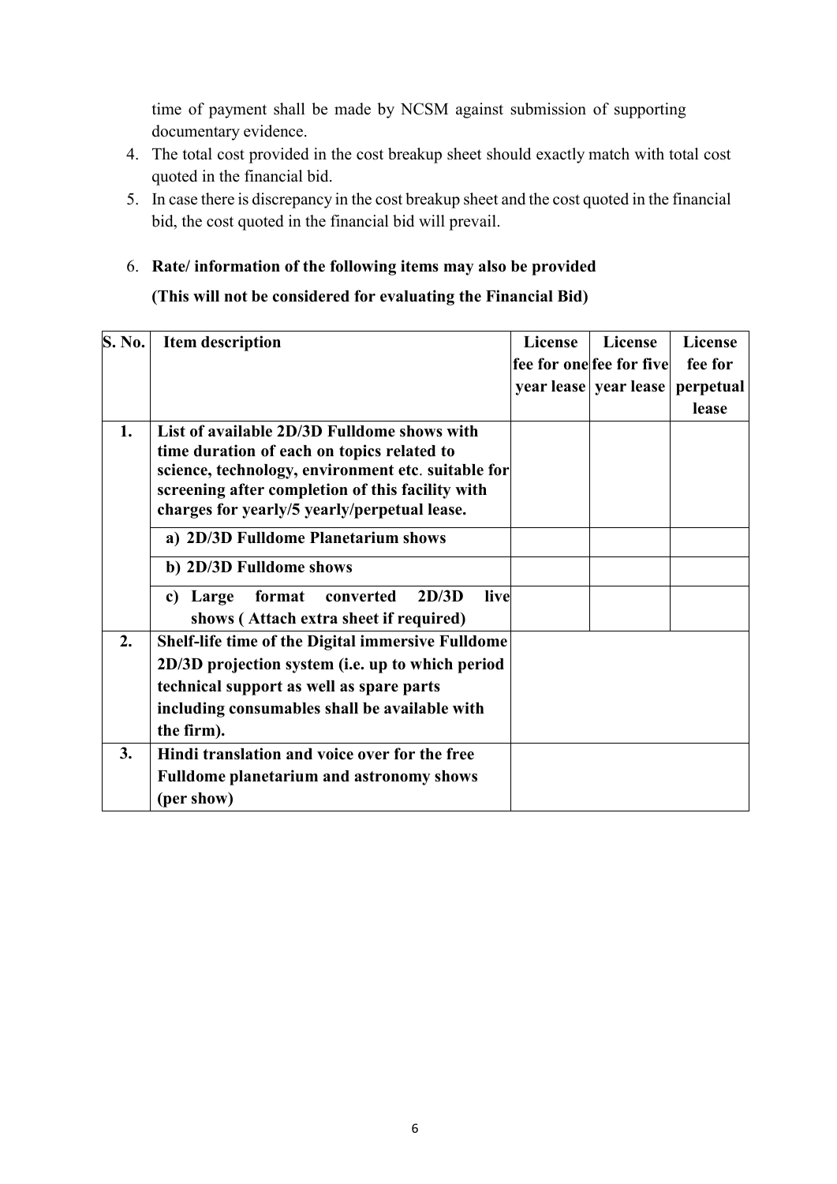time of payment shall be made by NCSM against submission of supporting documentary evidence.

4. The total cost provided in the cost breakup sheet should exactly match with total cost quoted in the financial bid.
5. In case there is discrepancy in the cost breakup sheet and the cost quoted in the financial bid, the cost quoted in the financial bid will prevail.
6. **Rate/ information of the following items may also be provided**

   **(This will not be considered for evaluating the Financial Bid)**

| S. No. | Item description | License fee for one year lease | License fee for five year lease | License fee for perpetual lease |
|---|---|---|---|---|
| **1.** | **List of available 2D/3D Fulldome shows with time duration of each on topics related to science, technology, environment etc. suitable for screening after completion of this facility with charges for yearly/5 yearly/perpetual lease.** | | | |
| | **a) 2D/3D Fulldome Planetarium shows** | | | |
| | **b) 2D/3D Fulldome shows** | | | |
| | **c) Large format converted 2D/3D live shows ( Attach extra sheet if required)** | | | |
| **2.** | **Shelf-life time of the Digital immersive Fulldome 2D/3D projection system (i.e. up to which period technical support as well as spare parts including consumables shall be available with the firm).** | | | |
| **3.** | **Hindi translation and voice over for the free Fulldome planetarium and astronomy shows (per show)** | | | |